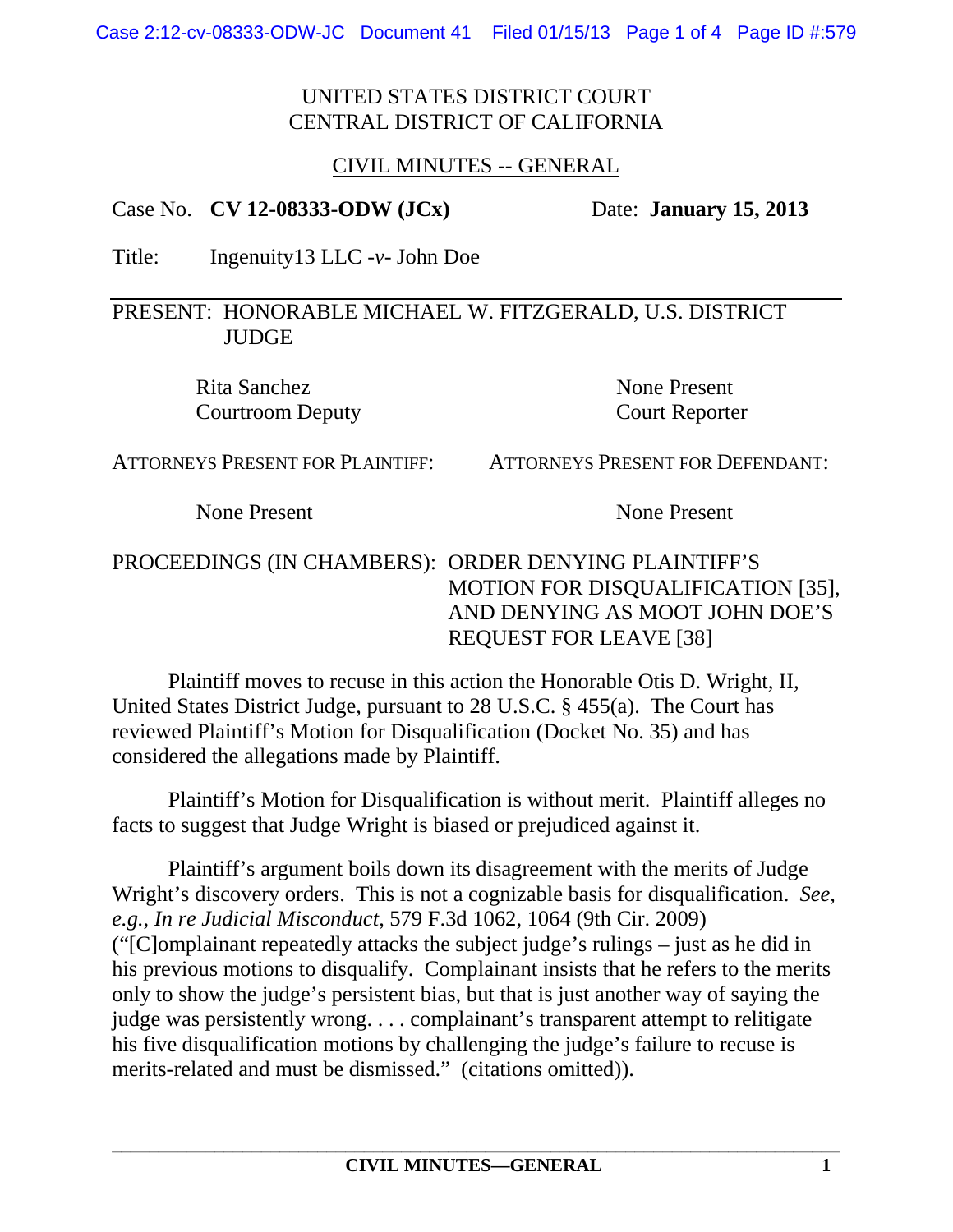UNITED STATES DISTRICT COURT
CENTRAL DISTRICT OF CALIFORNIA

CIVIL MINUTES -- GENERAL

Case No. **CV 12-08333-ODW (JCx)** Date: **January 15, 2013**

Title: Ingenuity13 LLC -*v*- John Doe

PRESENT: HONORABLE MICHAEL W. FITZGERALD, U.S. DISTRICT JUDGE

| | |
|---|---|
| Rita Sanchez<br>Courtroom Deputy | None Present<br>Court Reporter |
| ATTORNEYS PRESENT FOR PLAINTIFF: | ATTORNEYS PRESENT FOR DEFENDANT: |
| None Present | None Present |

PROCEEDINGS (IN CHAMBERS): ORDER DENYING PLAINTIFF'S MOTION FOR DISQUALIFICATION [35], AND DENYING AS MOOT JOHN DOE'S REQUEST FOR LEAVE [38]

Plaintiff moves to recuse in this action the Honorable Otis D. Wright, II, United States District Judge, pursuant to 28 U.S.C. § 455(a). The Court has reviewed Plaintiff's Motion for Disqualification (Docket No. 35) and has considered the allegations made by Plaintiff.

Plaintiff's Motion for Disqualification is without merit. Plaintiff alleges no facts to suggest that Judge Wright is biased or prejudiced against it.

Plaintiff's argument boils down its disagreement with the merits of Judge Wright's discovery orders. This is not a cognizable basis for disqualification. *See, e.g.*, *In re Judicial Misconduct*, 579 F.3d 1062, 1064 (9th Cir. 2009) ("[C]omplainant repeatedly attacks the subject judge's rulings – just as he did in his previous motions to disqualify. Complainant insists that he refers to the merits only to show the judge's persistent bias, but that is just another way of saying the judge was persistently wrong. . . . complainant's transparent attempt to relitigate his five disqualification motions by challenging the judge's failure to recuse is merits-related and must be dismissed." (citations omitted)).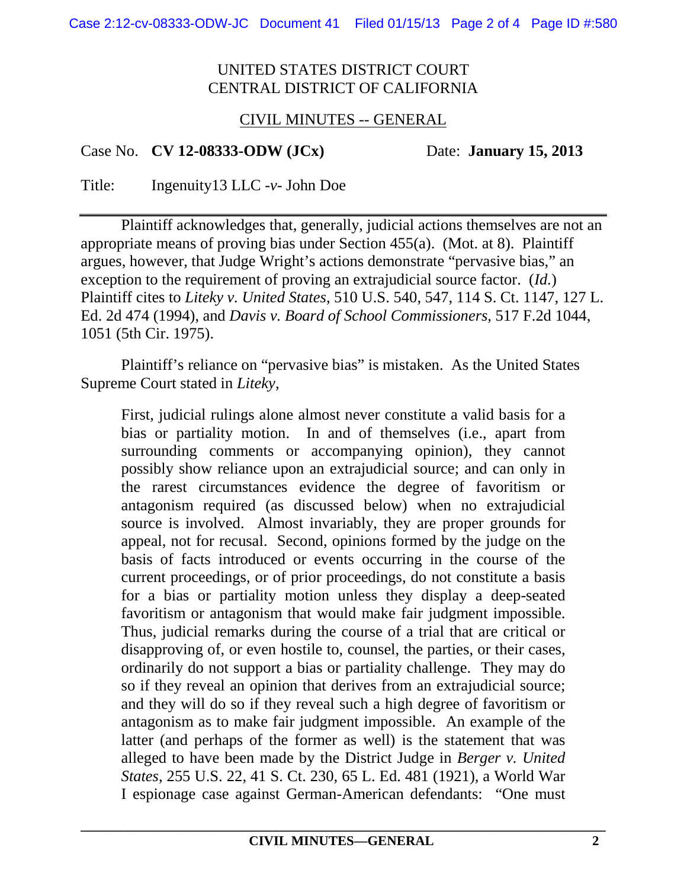UNITED STATES DISTRICT COURT
CENTRAL DISTRICT OF CALIFORNIA

CIVIL MINUTES -- GENERAL

Case No. **CV 12-08333-ODW (JCx)** Date: **January 15, 2013**

Title: Ingenuity13 LLC -*v*- John Doe

---

Plaintiff acknowledges that, generally, judicial actions themselves are not an appropriate means of proving bias under Section 455(a). (Mot. at 8). Plaintiff argues, however, that Judge Wright's actions demonstrate "pervasive bias," an exception to the requirement of proving an extrajudicial source factor. (*Id.*) Plaintiff cites to *Liteky v. United States*, 510 U.S. 540, 547, 114 S. Ct. 1147, 127 L. Ed. 2d 474 (1994), and *Davis v. Board of School Commissioners*, 517 F.2d 1044, 1051 (5th Cir. 1975).

Plaintiff's reliance on "pervasive bias" is mistaken. As the United States Supreme Court stated in *Liteky*,

> First, judicial rulings alone almost never constitute a valid basis for a bias or partiality motion. In and of themselves (i.e., apart from surrounding comments or accompanying opinion), they cannot possibly show reliance upon an extrajudicial source; and can only in the rarest circumstances evidence the degree of favoritism or antagonism required (as discussed below) when no extrajudicial source is involved. Almost invariably, they are proper grounds for appeal, not for recusal. Second, opinions formed by the judge on the basis of facts introduced or events occurring in the course of the current proceedings, or of prior proceedings, do not constitute a basis for a bias or partiality motion unless they display a deep-seated favoritism or antagonism that would make fair judgment impossible. Thus, judicial remarks during the course of a trial that are critical or disapproving of, or even hostile to, counsel, the parties, or their cases, ordinarily do not support a bias or partiality challenge. They may do so if they reveal an opinion that derives from an extrajudicial source; and they will do so if they reveal such a high degree of favoritism or antagonism as to make fair judgment impossible. An example of the latter (and perhaps of the former as well) is the statement that was alleged to have been made by the District Judge in *Berger v. United States*, 255 U.S. 22, 41 S. Ct. 230, 65 L. Ed. 481 (1921), a World War I espionage case against German-American defendants: "One must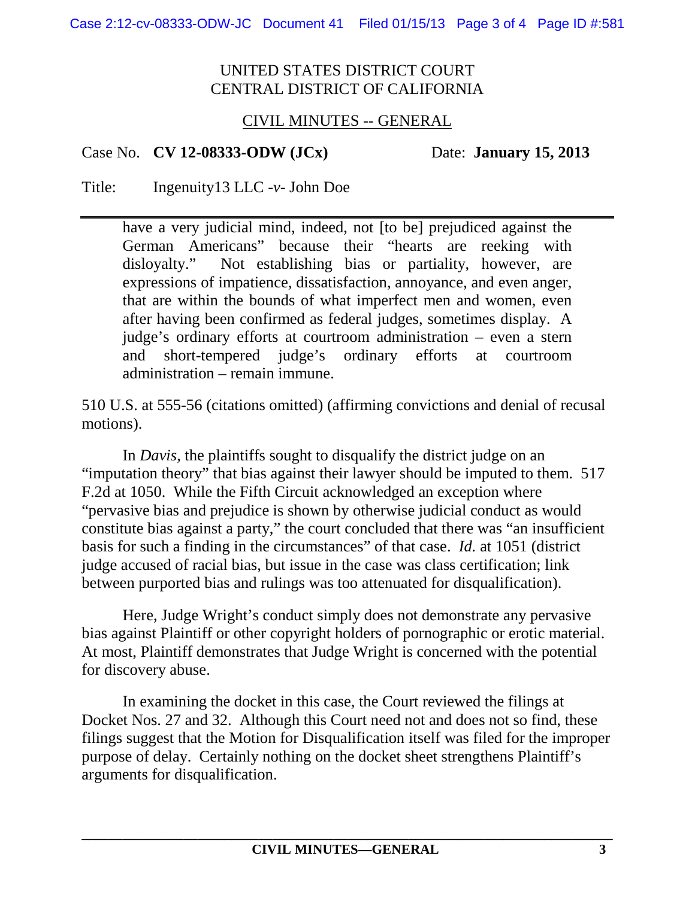UNITED STATES DISTRICT COURT
CENTRAL DISTRICT OF CALIFORNIA

CIVIL MINUTES -- GENERAL

Case No. **CV 12-08333-ODW (JCx)** Date: **January 15, 2013**

Title: Ingenuity13 LLC -*v*- John Doe

---

> have a very judicial mind, indeed, not [to be] prejudiced against the German Americans" because their "hearts are reeking with disloyalty." Not establishing bias or partiality, however, are expressions of impatience, dissatisfaction, annoyance, and even anger, that are within the bounds of what imperfect men and women, even after having been confirmed as federal judges, sometimes display. A judge's ordinary efforts at courtroom administration – even a stern and short-tempered judge's ordinary efforts at courtroom administration – remain immune.

510 U.S. at 555-56 (citations omitted) (affirming convictions and denial of recusal motions).

In *Davis*, the plaintiffs sought to disqualify the district judge on an "imputation theory" that bias against their lawyer should be imputed to them. 517 F.2d at 1050. While the Fifth Circuit acknowledged an exception where "pervasive bias and prejudice is shown by otherwise judicial conduct as would constitute bias against a party," the court concluded that there was "an insufficient basis for such a finding in the circumstances" of that case. *Id.* at 1051 (district judge accused of racial bias, but issue in the case was class certification; link between purported bias and rulings was too attenuated for disqualification).

Here, Judge Wright's conduct simply does not demonstrate any pervasive bias against Plaintiff or other copyright holders of pornographic or erotic material. At most, Plaintiff demonstrates that Judge Wright is concerned with the potential for discovery abuse.

In examining the docket in this case, the Court reviewed the filings at Docket Nos. 27 and 32. Although this Court need not and does not so find, these filings suggest that the Motion for Disqualification itself was filed for the improper purpose of delay. Certainly nothing on the docket sheet strengthens Plaintiff's arguments for disqualification.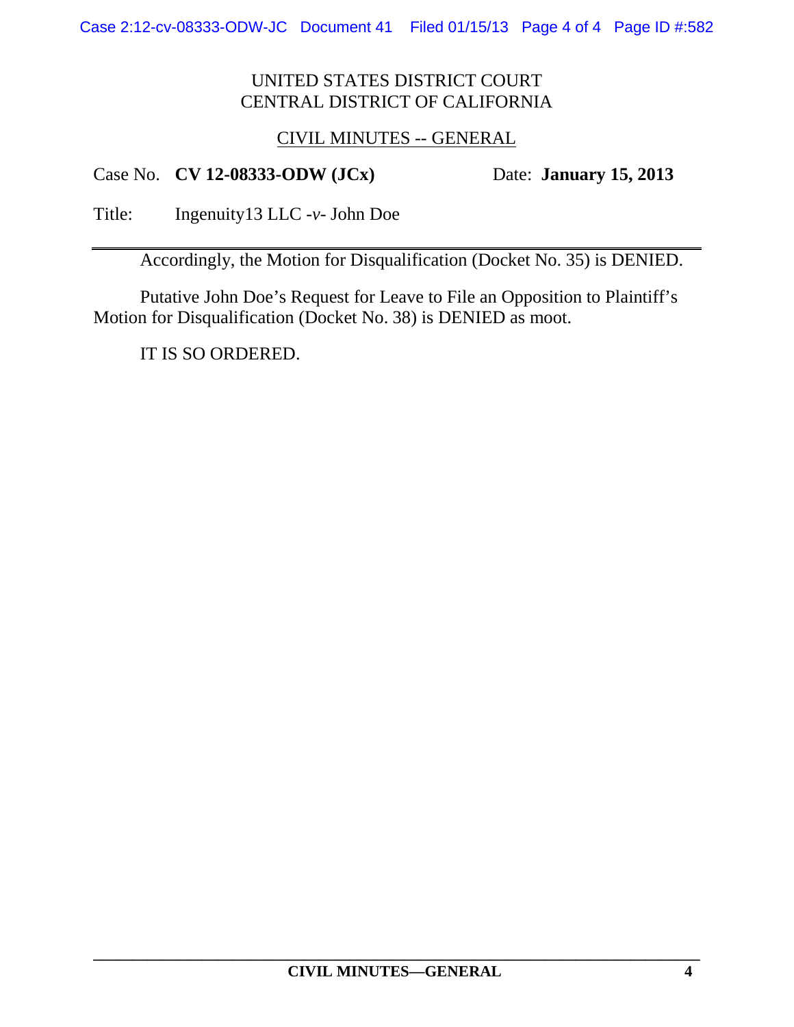UNITED STATES DISTRICT COURT
CENTRAL DISTRICT OF CALIFORNIA

CIVIL MINUTES -- GENERAL

Case No. **CV 12-08333-ODW (JCx)** Date: **January 15, 2013**

Title: Ingenuity13 LLC -*v*- John Doe

---

Accordingly, the Motion for Disqualification (Docket No. 35) is DENIED.

Putative John Doe's Request for Leave to File an Opposition to Plaintiff's Motion for Disqualification (Docket No. 38) is DENIED as moot.

IT IS SO ORDERED.